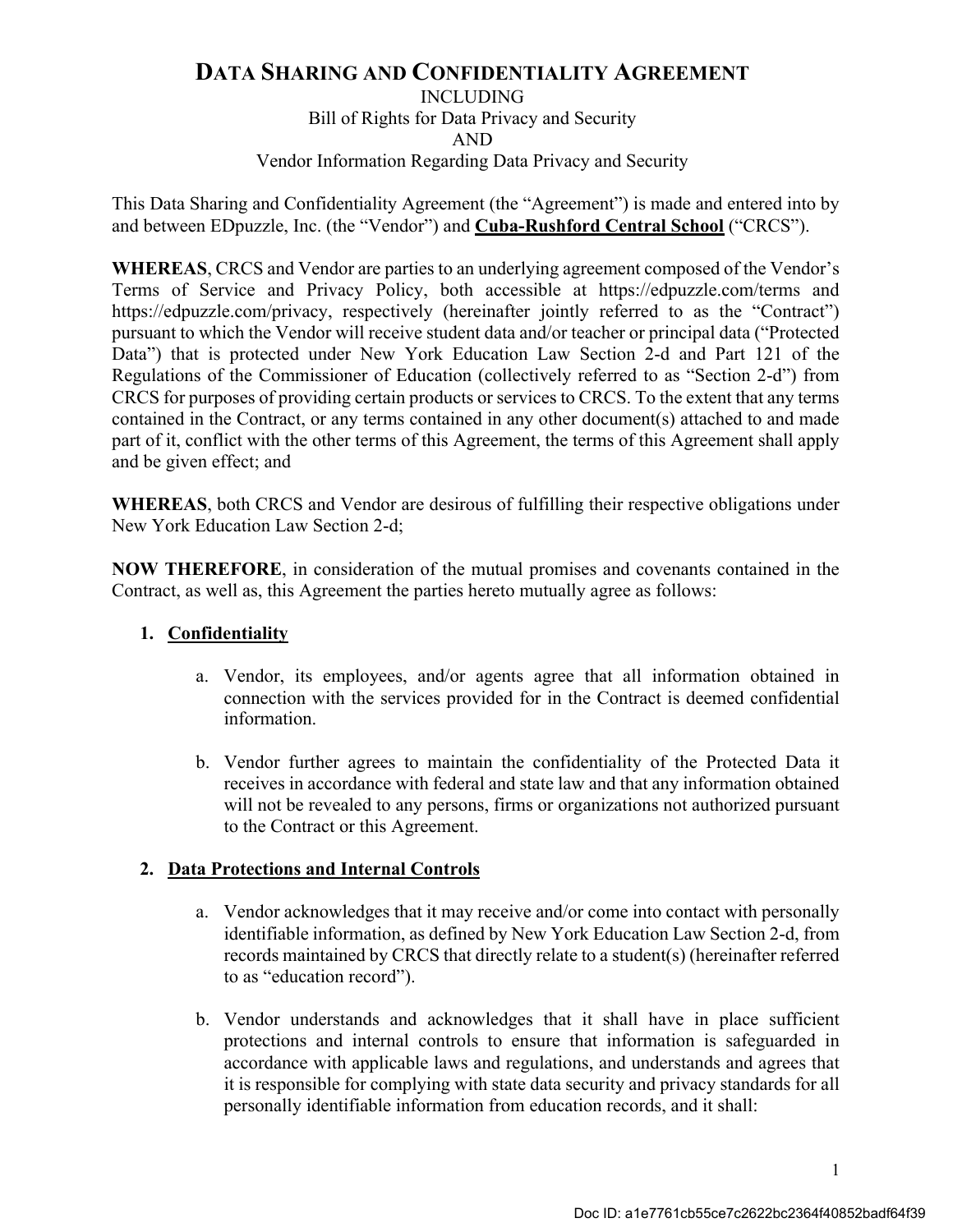# DATA SHARING AND CONFIDENTIALITY AGREEMENT

INCLUDING
Bill of Rights for Data Privacy and Security
AND
Vendor Information Regarding Data Privacy and Security

This Data Sharing and Confidentiality Agreement (the "Agreement") is made and entered into by and between EDpuzzle, Inc. (the "Vendor") and **Cuba-Rushford Central School** ("CRCS").

**WHEREAS**, CRCS and Vendor are parties to an underlying agreement composed of the Vendor's Terms of Service and Privacy Policy, both accessible at https://edpuzzle.com/terms and https://edpuzzle.com/privacy, respectively (hereinafter jointly referred to as the "Contract") pursuant to which the Vendor will receive student data and/or teacher or principal data ("Protected Data") that is protected under New York Education Law Section 2-d and Part 121 of the Regulations of the Commissioner of Education (collectively referred to as "Section 2-d") from CRCS for purposes of providing certain products or services to CRCS. To the extent that any terms contained in the Contract, or any terms contained in any other document(s) attached to and made part of it, conflict with the other terms of this Agreement, the terms of this Agreement shall apply and be given effect; and

**WHEREAS**, both CRCS and Vendor are desirous of fulfilling their respective obligations under New York Education Law Section 2-d;

**NOW THEREFORE**, in consideration of the mutual promises and covenants contained in the Contract, as well as, this Agreement the parties hereto mutually agree as follows:

1. **Confidentiality**

   a. Vendor, its employees, and/or agents agree that all information obtained in connection with the services provided for in the Contract is deemed confidential information.

   b. Vendor further agrees to maintain the confidentiality of the Protected Data it receives in accordance with federal and state law and that any information obtained will not be revealed to any persons, firms or organizations not authorized pursuant to the Contract or this Agreement.

2. **Data Protections and Internal Controls**

   a. Vendor acknowledges that it may receive and/or come into contact with personally identifiable information, as defined by New York Education Law Section 2-d, from records maintained by CRCS that directly relate to a student(s) (hereinafter referred to as "education record").

   b. Vendor understands and acknowledges that it shall have in place sufficient protections and internal controls to ensure that information is safeguarded in accordance with applicable laws and regulations, and understands and agrees that it is responsible for complying with state data security and privacy standards for all personally identifiable information from education records, and it shall:

Doc ID: a1e7761cb55ce7c2622bc2364f40852badf64f39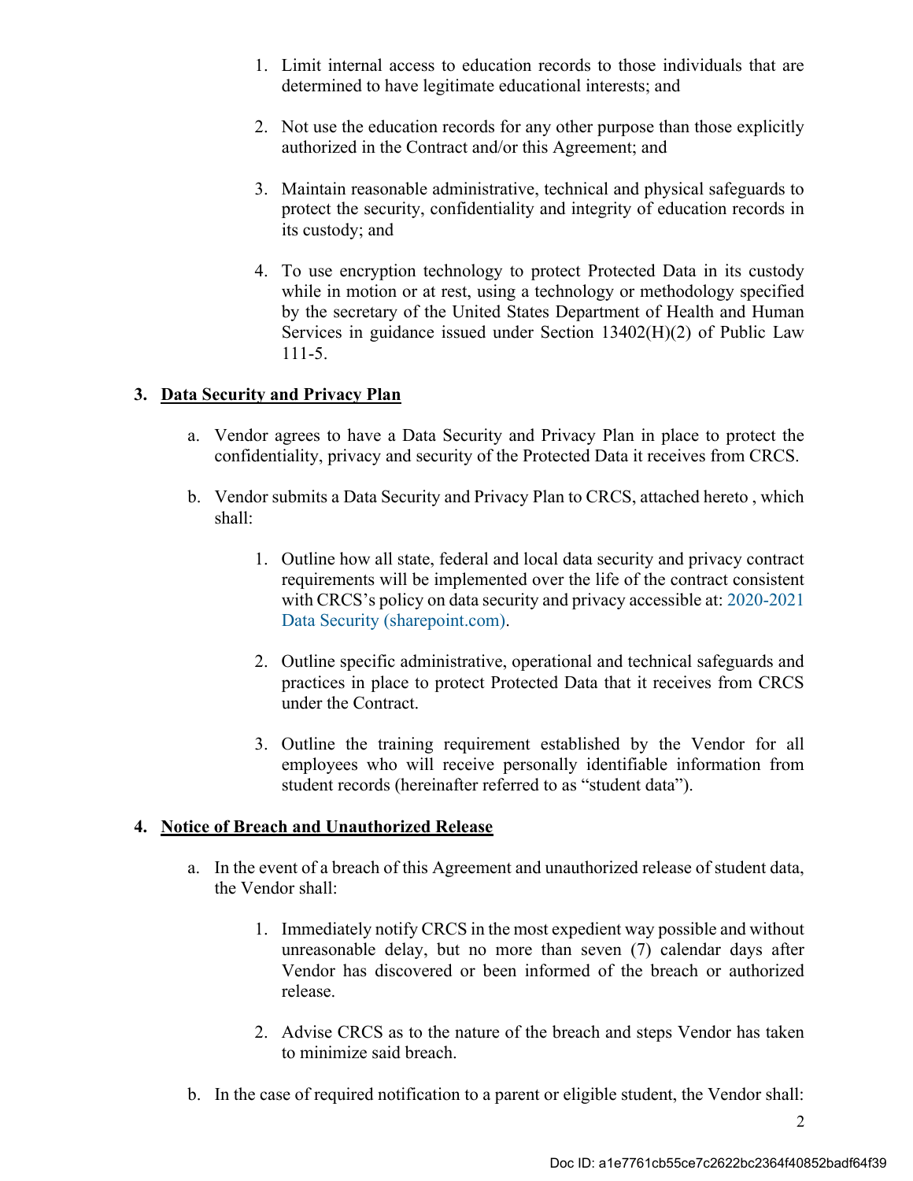1. Limit internal access to education records to those individuals that are determined to have legitimate educational interests; and

2. Not use the education records for any other purpose than those explicitly authorized in the Contract and/or this Agreement; and

3. Maintain reasonable administrative, technical and physical safeguards to protect the security, confidentiality and integrity of education records in its custody; and

4. To use encryption technology to protect Protected Data in its custody while in motion or at rest, using a technology or methodology specified by the secretary of the United States Department of Health and Human Services in guidance issued under Section 13402(H)(2) of Public Law 111-5.

**3. Data Security and Privacy Plan**

a. Vendor agrees to have a Data Security and Privacy Plan in place to protect the confidentiality, privacy and security of the Protected Data it receives from CRCS.

b. Vendor submits a Data Security and Privacy Plan to CRCS, attached hereto , which shall:

   1. Outline how all state, federal and local data security and privacy contract requirements will be implemented over the life of the contract consistent with CRCS's policy on data security and privacy accessible at: 2020-2021 Data Security (sharepoint.com).

   2. Outline specific administrative, operational and technical safeguards and practices in place to protect Protected Data that it receives from CRCS under the Contract.

   3. Outline the training requirement established by the Vendor for all employees who will receive personally identifiable information from student records (hereinafter referred to as "student data").

**4. Notice of Breach and Unauthorized Release**

a. In the event of a breach of this Agreement and unauthorized release of student data, the Vendor shall:

   1. Immediately notify CRCS in the most expedient way possible and without unreasonable delay, but no more than seven (7) calendar days after Vendor has discovered or been informed of the breach or authorized release.

   2. Advise CRCS as to the nature of the breach and steps Vendor has taken to minimize said breach.

b. In the case of required notification to a parent or eligible student, the Vendor shall:

Doc ID: a1e7761cb55ce7c2622bc2364f40852badf64f39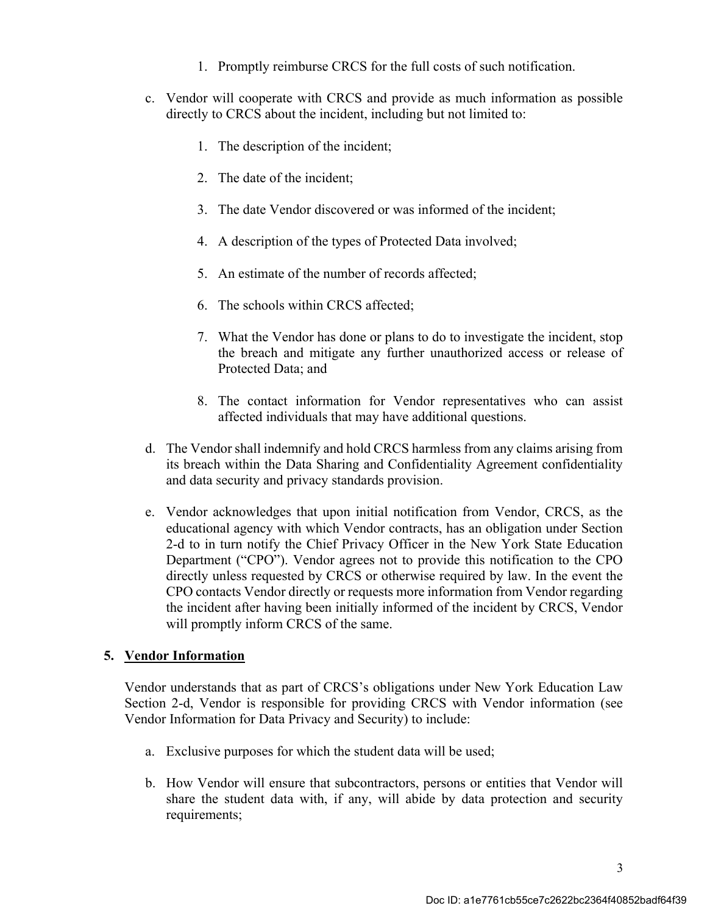1. Promptly reimburse CRCS for the full costs of such notification.

c. Vendor will cooperate with CRCS and provide as much information as possible directly to CRCS about the incident, including but not limited to:

   1. The description of the incident;

   2. The date of the incident;

   3. The date Vendor discovered or was informed of the incident;

   4. A description of the types of Protected Data involved;

   5. An estimate of the number of records affected;

   6. The schools within CRCS affected;

   7. What the Vendor has done or plans to do to investigate the incident, stop the breach and mitigate any further unauthorized access or release of Protected Data; and

   8. The contact information for Vendor representatives who can assist affected individuals that may have additional questions.

d. The Vendor shall indemnify and hold CRCS harmless from any claims arising from its breach within the Data Sharing and Confidentiality Agreement confidentiality and data security and privacy standards provision.

e. Vendor acknowledges that upon initial notification from Vendor, CRCS, as the educational agency with which Vendor contracts, has an obligation under Section 2-d to in turn notify the Chief Privacy Officer in the New York State Education Department ("CPO"). Vendor agrees not to provide this notification to the CPO directly unless requested by CRCS or otherwise required by law. In the event the CPO contacts Vendor directly or requests more information from Vendor regarding the incident after having been initially informed of the incident by CRCS, Vendor will promptly inform CRCS of the same.

## 5. Vendor Information

Vendor understands that as part of CRCS's obligations under New York Education Law Section 2-d, Vendor is responsible for providing CRCS with Vendor information (see Vendor Information for Data Privacy and Security) to include:

a. Exclusive purposes for which the student data will be used;

b. How Vendor will ensure that subcontractors, persons or entities that Vendor will share the student data with, if any, will abide by data protection and security requirements;

Doc ID: a1e7761cb55ce7c2622bc2364f40852badf64f39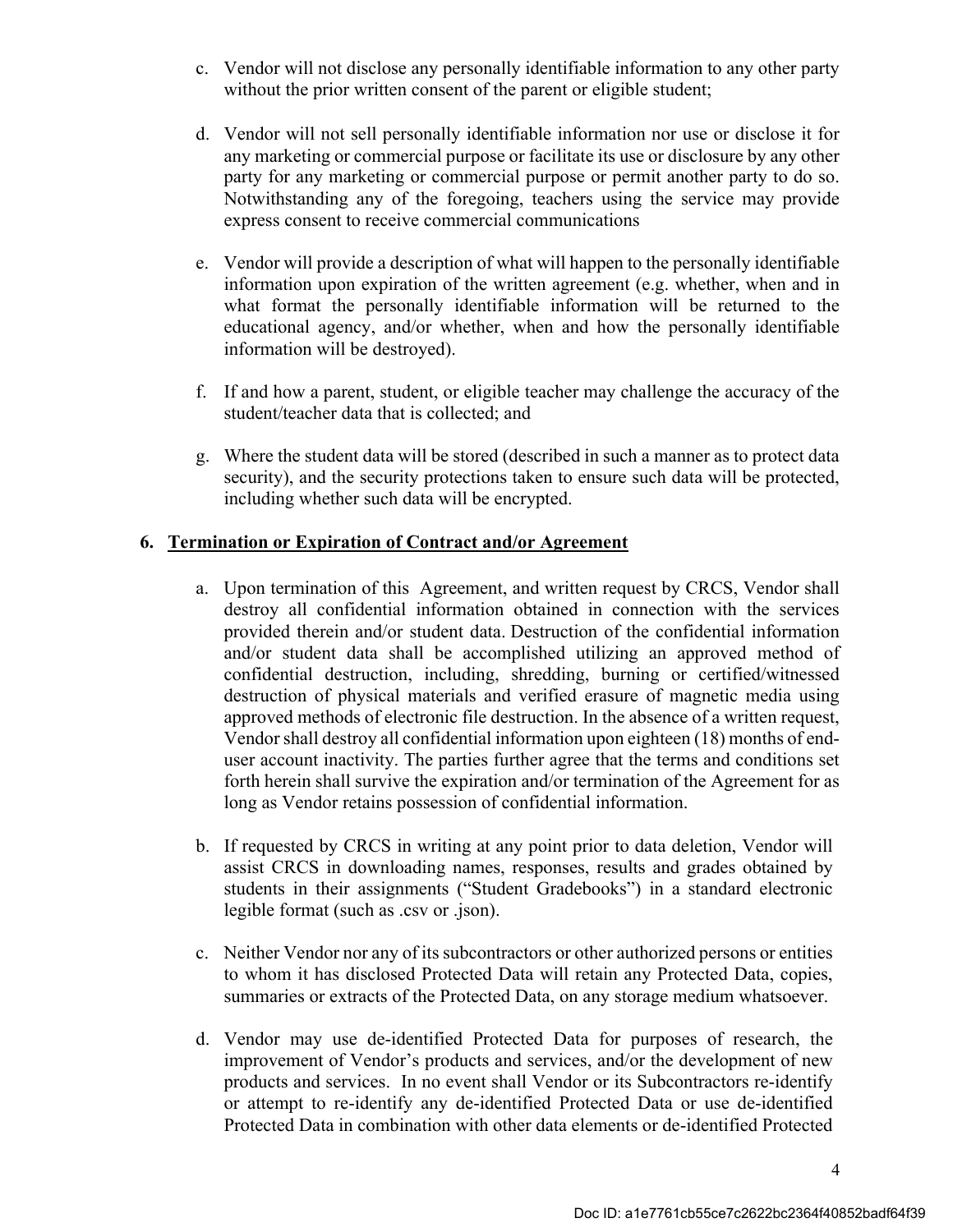c. Vendor will not disclose any personally identifiable information to any other party without the prior written consent of the parent or eligible student;

d. Vendor will not sell personally identifiable information nor use or disclose it for any marketing or commercial purpose or facilitate its use or disclosure by any other party for any marketing or commercial purpose or permit another party to do so. Notwithstanding any of the foregoing, teachers using the service may provide express consent to receive commercial communications

e. Vendor will provide a description of what will happen to the personally identifiable information upon expiration of the written agreement (e.g. whether, when and in what format the personally identifiable information will be returned to the educational agency, and/or whether, when and how the personally identifiable information will be destroyed).

f. If and how a parent, student, or eligible teacher may challenge the accuracy of the student/teacher data that is collected; and

g. Where the student data will be stored (described in such a manner as to protect data security), and the security protections taken to ensure such data will be protected, including whether such data will be encrypted.

**6. Termination or Expiration of Contract and/or Agreement**

a. Upon termination of this Agreement, and written request by CRCS, Vendor shall destroy all confidential information obtained in connection with the services provided therein and/or student data. Destruction of the confidential information and/or student data shall be accomplished utilizing an approved method of confidential destruction, including, shredding, burning or certified/witnessed destruction of physical materials and verified erasure of magnetic media using approved methods of electronic file destruction. In the absence of a written request, Vendor shall destroy all confidential information upon eighteen (18) months of end-user account inactivity. The parties further agree that the terms and conditions set forth herein shall survive the expiration and/or termination of the Agreement for as long as Vendor retains possession of confidential information.

b. If requested by CRCS in writing at any point prior to data deletion, Vendor will assist CRCS in downloading names, responses, results and grades obtained by students in their assignments ("Student Gradebooks") in a standard electronic legible format (such as .csv or .json).

c. Neither Vendor nor any of its subcontractors or other authorized persons or entities to whom it has disclosed Protected Data will retain any Protected Data, copies, summaries or extracts of the Protected Data, on any storage medium whatsoever.

d. Vendor may use de-identified Protected Data for purposes of research, the improvement of Vendor's products and services, and/or the development of new products and services. In no event shall Vendor or its Subcontractors re-identify or attempt to re-identify any de-identified Protected Data or use de-identified Protected Data in combination with other data elements or de-identified Protected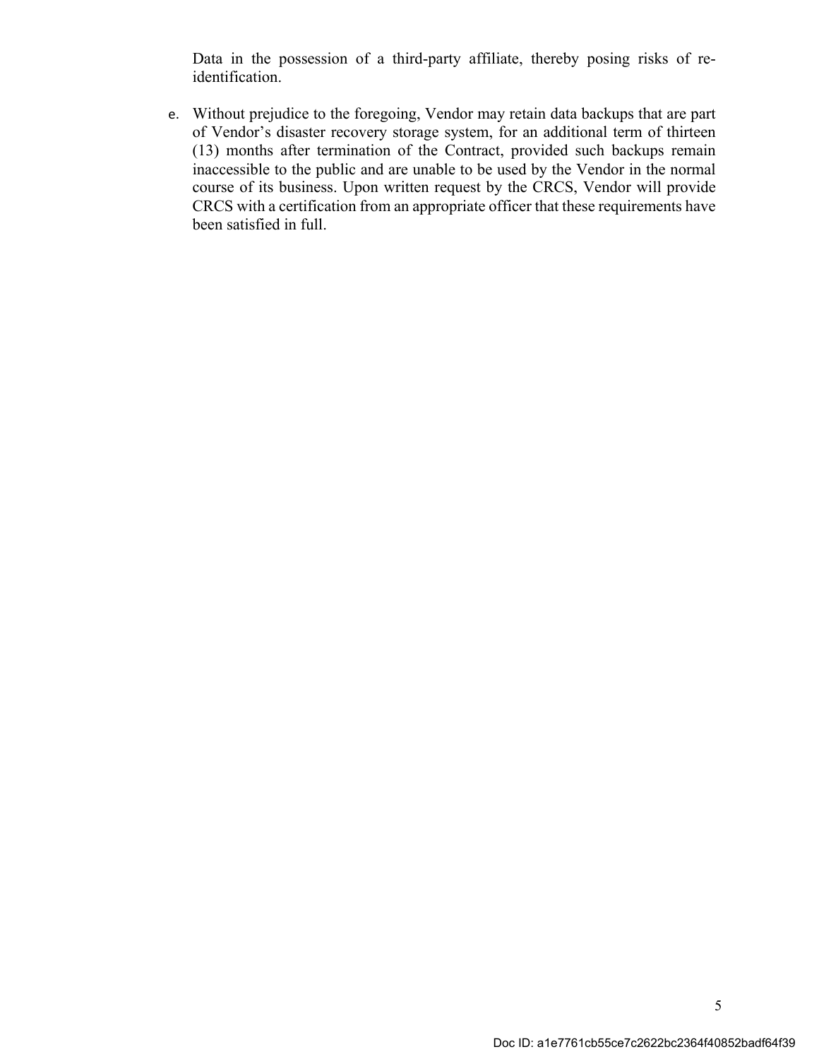Data in the possession of a third-party affiliate, thereby posing risks of re-identification.

e. Without prejudice to the foregoing, Vendor may retain data backups that are part of Vendor's disaster recovery storage system, for an additional term of thirteen (13) months after termination of the Contract, provided such backups remain inaccessible to the public and are unable to be used by the Vendor in the normal course of its business. Upon written request by the CRCS, Vendor will provide CRCS with a certification from an appropriate officer that these requirements have been satisfied in full.

Doc ID: a1e7761cb55ce7c2622bc2364f40852badf64f39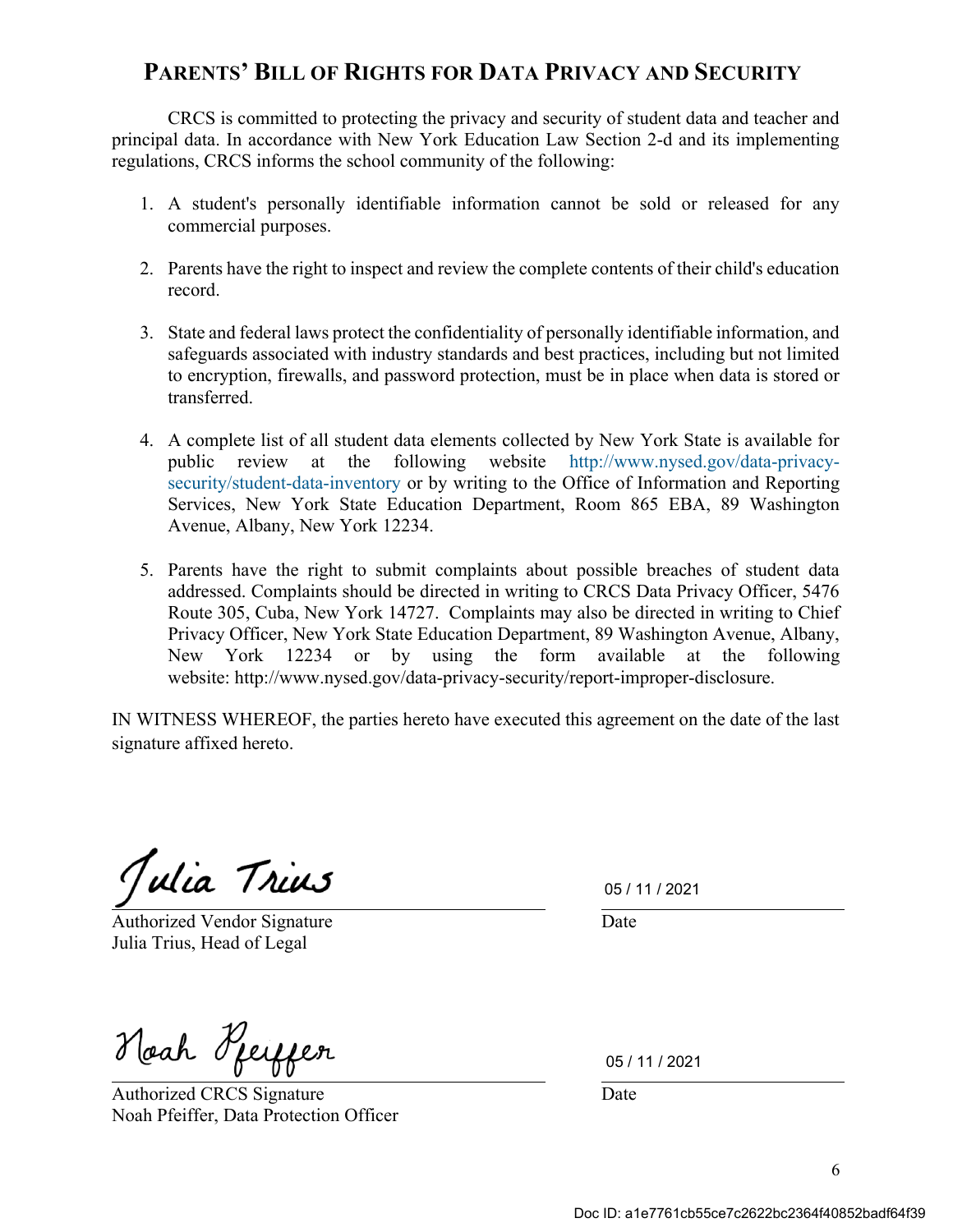# PARENTS' BILL OF RIGHTS FOR DATA PRIVACY AND SECURITY

CRCS is committed to protecting the privacy and security of student data and teacher and principal data. In accordance with New York Education Law Section 2-d and its implementing regulations, CRCS informs the school community of the following:

1. A student's personally identifiable information cannot be sold or released for any commercial purposes.

2. Parents have the right to inspect and review the complete contents of their child's education record.

3. State and federal laws protect the confidentiality of personally identifiable information, and safeguards associated with industry standards and best practices, including but not limited to encryption, firewalls, and password protection, must be in place when data is stored or transferred.

4. A complete list of all student data elements collected by New York State is available for public review at the following website http://www.nysed.gov/data-privacy-security/student-data-inventory or by writing to the Office of Information and Reporting Services, New York State Education Department, Room 865 EBA, 89 Washington Avenue, Albany, New York 12234.

5. Parents have the right to submit complaints about possible breaches of student data addressed. Complaints should be directed in writing to CRCS Data Privacy Officer, 5476 Route 305, Cuba, New York 14727. Complaints may also be directed in writing to Chief Privacy Officer, New York State Education Department, 89 Washington Avenue, Albany, New York 12234 or by using the form available at the following website: http://www.nysed.gov/data-privacy-security/report-improper-disclosure.

IN WITNESS WHEREOF, the parties hereto have executed this agreement on the date of the last signature affixed hereto.

Julia Trius

Authorized Vendor Signature
Julia Trius, Head of Legal

05 / 11 / 2021

Date

Noah Pfeiffer

Authorized CRCS Signature
Noah Pfeiffer, Data Protection Officer

05 / 11 / 2021

Date

Doc ID: a1e7761cb55ce7c2622bc2364f40852badf64f39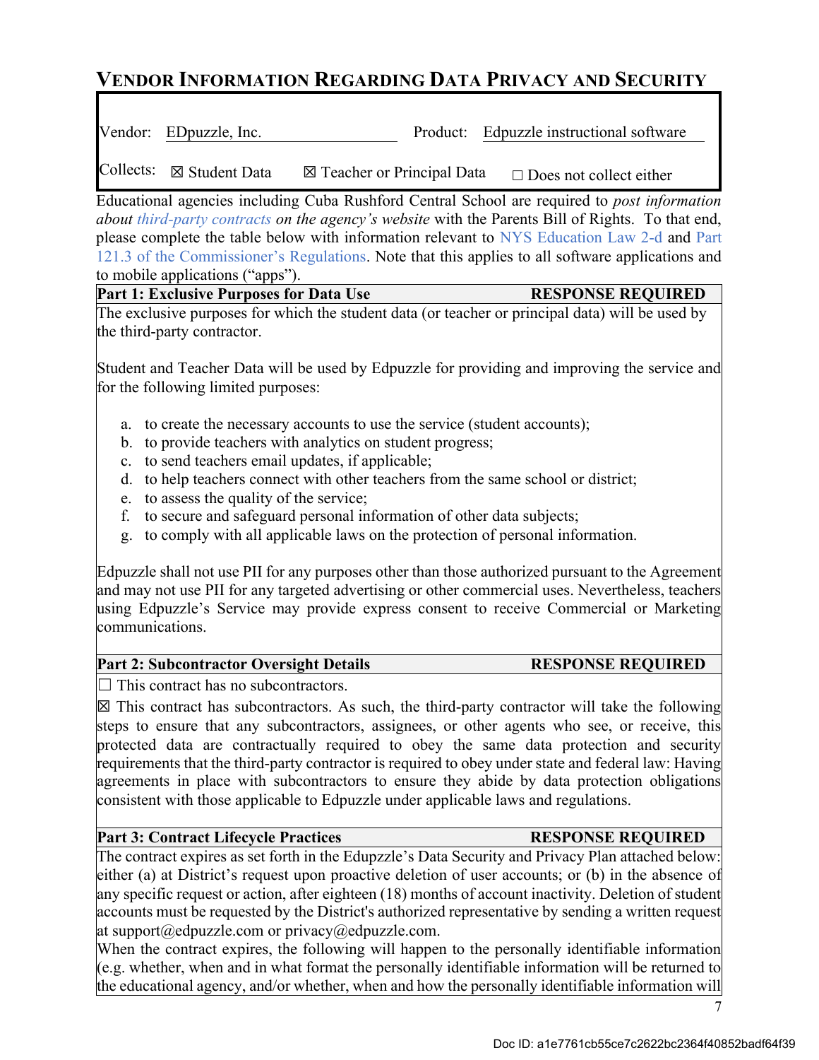# VENDOR INFORMATION REGARDING DATA PRIVACY AND SECURITY

Vendor: EDpuzzle, Inc. Product: Edpuzzle instructional software

Collects: ☒ Student Data ☒ Teacher or Principal Data ☐ Does not collect either

Educational agencies including Cuba Rushford Central School are required to *post information about third-party contracts on the agency's website* with the Parents Bill of Rights. To that end, please complete the table below with information relevant to NYS Education Law 2-d and Part 121.3 of the Commissioner's Regulations. Note that this applies to all software applications and to mobile applications ("apps").

**Part 1: Exclusive Purposes for Data Use** **RESPONSE REQUIRED**

The exclusive purposes for which the student data (or teacher or principal data) will be used by the third-party contractor.

Student and Teacher Data will be used by Edpuzzle for providing and improving the service and for the following limited purposes:

a. to create the necessary accounts to use the service (student accounts);
b. to provide teachers with analytics on student progress;
c. to send teachers email updates, if applicable;
d. to help teachers connect with other teachers from the same school or district;
e. to assess the quality of the service;
f. to secure and safeguard personal information of other data subjects;
g. to comply with all applicable laws on the protection of personal information.

Edpuzzle shall not use PII for any purposes other than those authorized pursuant to the Agreement and may not use PII for any targeted advertising or other commercial uses. Nevertheless, teachers using Edpuzzle's Service may provide express consent to receive Commercial or Marketing communications.

**Part 2: Subcontractor Oversight Details** **RESPONSE REQUIRED**

☐ This contract has no subcontractors.

☒ This contract has subcontractors. As such, the third-party contractor will take the following steps to ensure that any subcontractors, assignees, or other agents who see, or receive, this protected data are contractually required to obey the same data protection and security requirements that the third-party contractor is required to obey under state and federal law: Having agreements in place with subcontractors to ensure they abide by data protection obligations consistent with those applicable to Edpuzzle under applicable laws and regulations.

**Part 3: Contract Lifecycle Practices** **RESPONSE REQUIRED**

The contract expires as set forth in the Edupzzle's Data Security and Privacy Plan attached below: either (a) at District's request upon proactive deletion of user accounts; or (b) in the absence of any specific request or action, after eighteen (18) months of account inactivity. Deletion of student accounts must be requested by the District's authorized representative by sending a written request at support@edpuzzle.com or privacy@edpuzzle.com.

When the contract expires, the following will happen to the personally identifiable information (e.g. whether, when and in what format the personally identifiable information will be returned to the educational agency, and/or whether, when and how the personally identifiable information will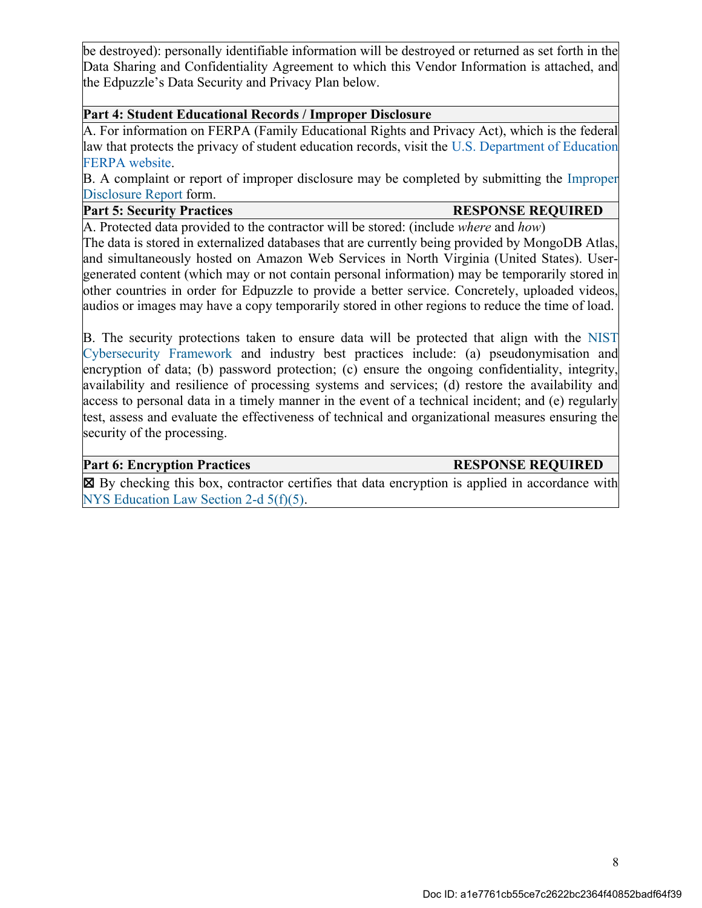be destroyed): personally identifiable information will be destroyed or returned as set forth in the Data Sharing and Confidentiality Agreement to which this Vendor Information is attached, and the Edpuzzle's Data Security and Privacy Plan below.

**Part 4: Student Educational Records / Improper Disclosure**

A. For information on FERPA (Family Educational Rights and Privacy Act), which is the federal law that protects the privacy of student education records, visit the U.S. Department of Education FERPA website.

B. A complaint or report of improper disclosure may be completed by submitting the Improper Disclosure Report form.

**Part 5: Security Practices** **RESPONSE REQUIRED**

A. Protected data provided to the contractor will be stored: (include *where* and *how*)

The data is stored in externalized databases that are currently being provided by MongoDB Atlas, and simultaneously hosted on Amazon Web Services in North Virginia (United States). User-generated content (which may or not contain personal information) may be temporarily stored in other countries in order for Edpuzzle to provide a better service. Concretely, uploaded videos, audios or images may have a copy temporarily stored in other regions to reduce the time of load.

B. The security protections taken to ensure data will be protected that align with the NIST Cybersecurity Framework and industry best practices include: (a) pseudonymisation and encryption of data; (b) password protection; (c) ensure the ongoing confidentiality, integrity, availability and resilience of processing systems and services; (d) restore the availability and access to personal data in a timely manner in the event of a technical incident; and (e) regularly test, assess and evaluate the effectiveness of technical and organizational measures ensuring the security of the processing.

**Part 6: Encryption Practices** **RESPONSE REQUIRED**

☒ By checking this box, contractor certifies that data encryption is applied in accordance with NYS Education Law Section 2-d 5(f)(5).

Doc ID: a1e7761cb55ce7c2622bc2364f40852badf64f39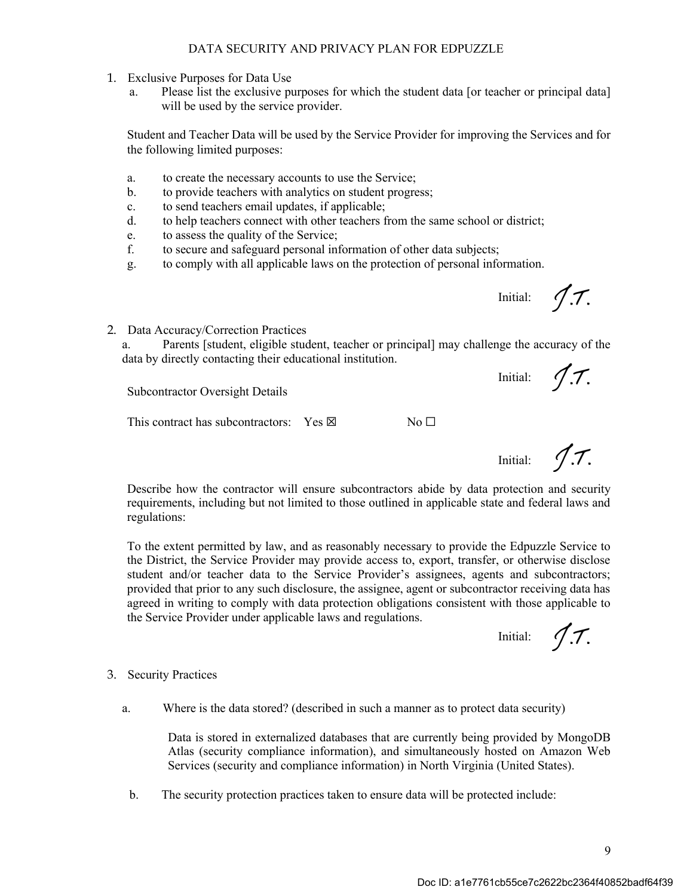# DATA SECURITY AND PRIVACY PLAN FOR EDPUZZLE

1. Exclusive Purposes for Data Use
   a. Please list the exclusive purposes for which the student data [or teacher or principal data] will be used by the service provider.

   Student and Teacher Data will be used by the Service Provider for improving the Services and for the following limited purposes:

   a. to create the necessary accounts to use the Service;
   b. to provide teachers with analytics on student progress;
   c. to send teachers email updates, if applicable;
   d. to help teachers connect with other teachers from the same school or district;
   e. to assess the quality of the Service;
   f. to secure and safeguard personal information of other data subjects;
   g. to comply with all applicable laws on the protection of personal information.

   Initial: J.T.

2. Data Accuracy/Correction Practices
   a. Parents [student, eligible student, teacher or principal] may challenge the accuracy of the data by directly contacting their educational institution.

   Initial: J.T.

   Subcontractor Oversight Details

   This contract has subcontractors: Yes ☒ No ☐

   Initial: J.T.

   Describe how the contractor will ensure subcontractors abide by data protection and security requirements, including but not limited to those outlined in applicable state and federal laws and regulations:

   To the extent permitted by law, and as reasonably necessary to provide the Edpuzzle Service to the District, the Service Provider may provide access to, export, transfer, or otherwise disclose student and/or teacher data to the Service Provider's assignees, agents and subcontractors; provided that prior to any such disclosure, the assignee, agent or subcontractor receiving data has agreed in writing to comply with data protection obligations consistent with those applicable to the Service Provider under applicable laws and regulations.

   Initial: J.T.

3. Security Practices

   a. Where is the data stored? (described in such a manner as to protect data security)

      Data is stored in externalized databases that are currently being provided by MongoDB Atlas (security compliance information), and simultaneously hosted on Amazon Web Services (security and compliance information) in North Virginia (United States).

   b. The security protection practices taken to ensure data will be protected include:

Doc ID: a1e7761cb55ce7c2622bc2364f40852badf64f39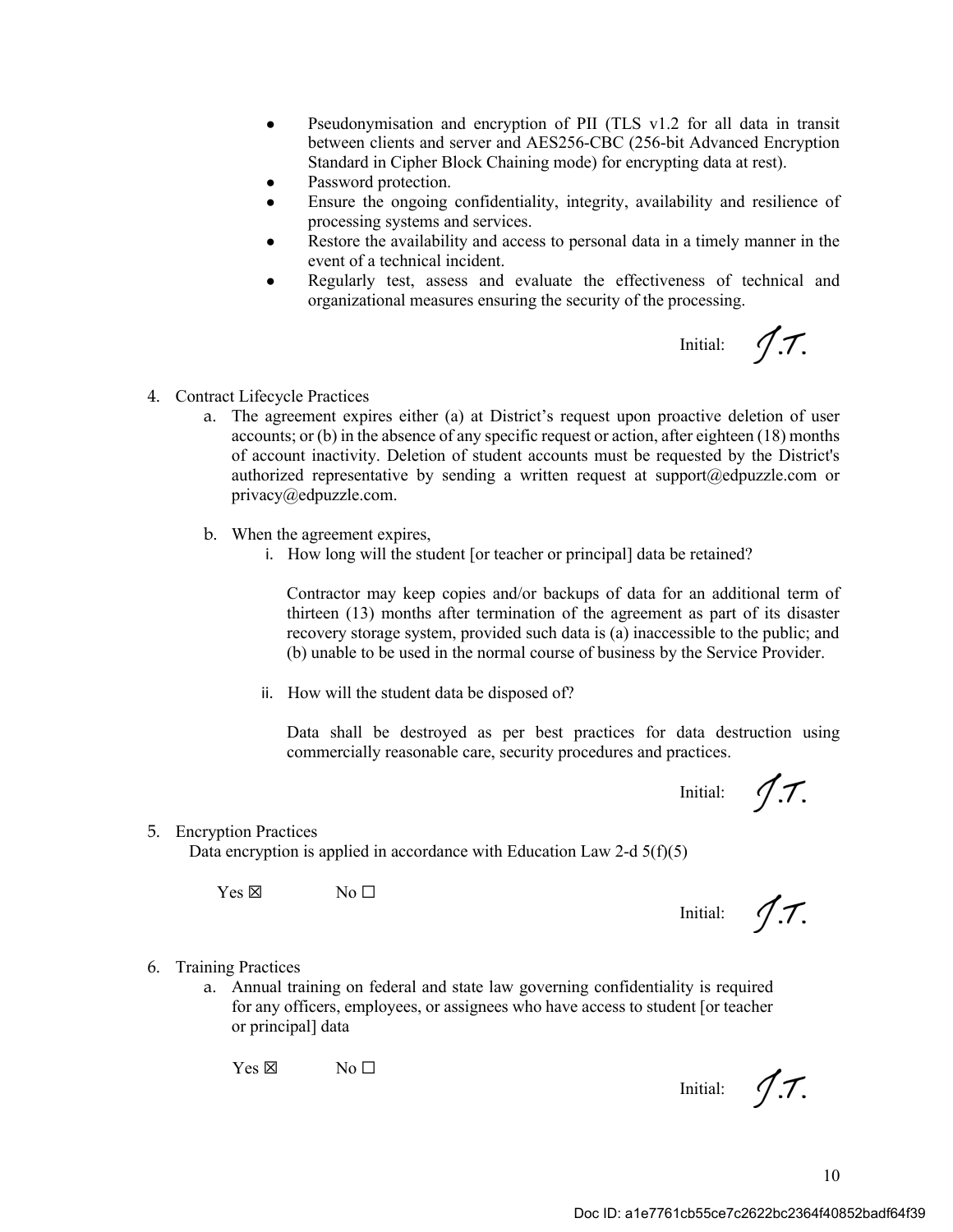- Pseudonymisation and encryption of PII (TLS v1.2 for all data in transit between clients and server and AES256-CBC (256-bit Advanced Encryption Standard in Cipher Block Chaining mode) for encrypting data at rest).
- Password protection.
- Ensure the ongoing confidentiality, integrity, availability and resilience of processing systems and services.
- Restore the availability and access to personal data in a timely manner in the event of a technical incident.
- Regularly test, assess and evaluate the effectiveness of technical and organizational measures ensuring the security of the processing.

Initial: J.T.

4. Contract Lifecycle Practices
   a. The agreement expires either (a) at District's request upon proactive deletion of user accounts; or (b) in the absence of any specific request or action, after eighteen (18) months of account inactivity. Deletion of student accounts must be requested by the District's authorized representative by sending a written request at support@edpuzzle.com or privacy@edpuzzle.com.

   b. When the agreement expires,
      i. How long will the student [or teacher or principal] data be retained?

         Contractor may keep copies and/or backups of data for an additional term of thirteen (13) months after termination of the agreement as part of its disaster recovery storage system, provided such data is (a) inaccessible to the public; and (b) unable to be used in the normal course of business by the Service Provider.

      ii. How will the student data be disposed of?

         Data shall be destroyed as per best practices for data destruction using commercially reasonable care, security procedures and practices.

Initial: J.T.

5. Encryption Practices
   Data encryption is applied in accordance with Education Law 2-d 5(f)(5)

   Yes ☒ No ☐

Initial: J.T.

6. Training Practices
   a. Annual training on federal and state law governing confidentiality is required for any officers, employees, or assignees who have access to student [or teacher or principal] data

   Yes ☒ No ☐

Initial: J.T.

Doc ID: a1e7761cb55ce7c2622bc2364f40852badf64f39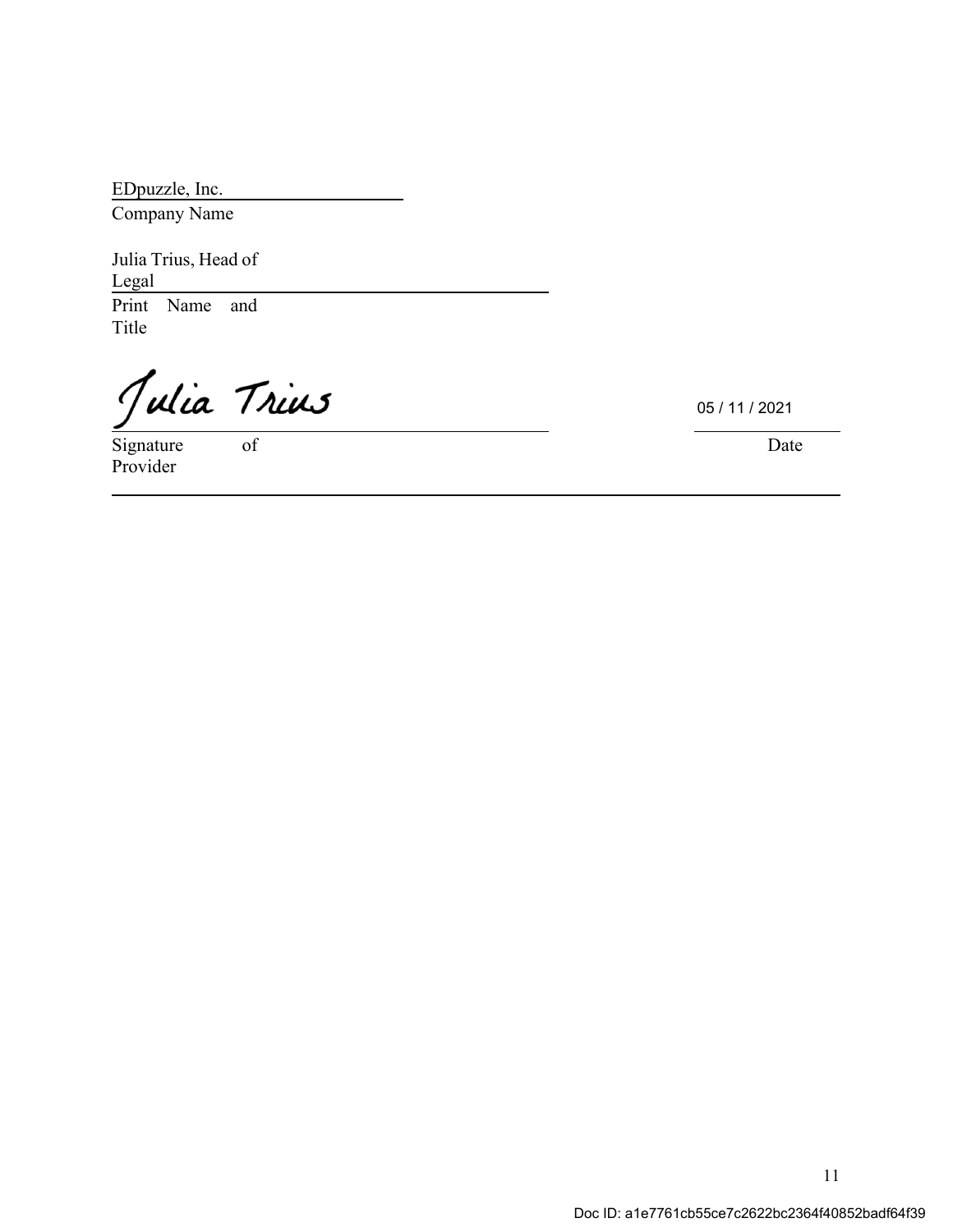EDpuzzle, Inc.

Company Name

Julia Trius, Head of Legal

Print Name and Title

Julia Trius

Signature of Provider

05 / 11 / 2021

Date

Doc ID: a1e7761cb55ce7c2622bc2364f40852badf64f39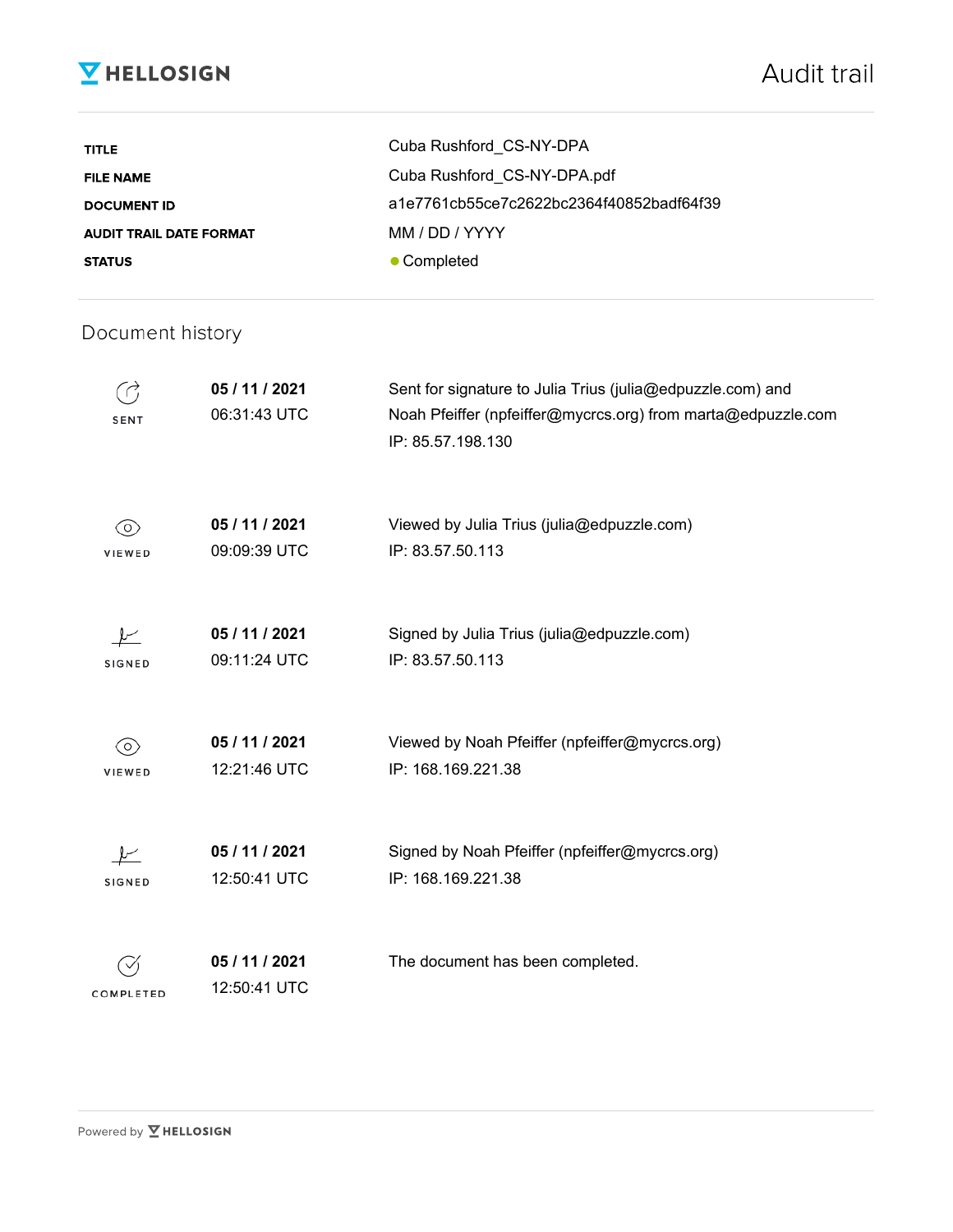HELLOSIGN

# Audit trail

| | |
|---|---|
| **TITLE** | Cuba Rushford_CS-NY-DPA |
| **FILE NAME** | Cuba Rushford_CS-NY-DPA.pdf |
| **DOCUMENT ID** | a1e7761cb55ce7c2622bc2364f40852badf64f39 |
| **AUDIT TRAIL DATE FORMAT** | MM / DD / YYYY |
| **STATUS** | ● Completed |

## Document history

| | | |
|---|---|---|
| SENT | **05 / 11 / 2021** 06:31:43 UTC | Sent for signature to Julia Trius (julia@edpuzzle.com) and Noah Pfeiffer (npfeiffer@mycrcs.org) from marta@edpuzzle.com IP: 85.57.198.130 |
| VIEWED | **05 / 11 / 2021** 09:09:39 UTC | Viewed by Julia Trius (julia@edpuzzle.com) IP: 83.57.50.113 |
| SIGNED | **05 / 11 / 2021** 09:11:24 UTC | Signed by Julia Trius (julia@edpuzzle.com) IP: 83.57.50.113 |
| VIEWED | **05 / 11 / 2021** 12:21:46 UTC | Viewed by Noah Pfeiffer (npfeiffer@mycrcs.org) IP: 168.169.221.38 |
| SIGNED | **05 / 11 / 2021** 12:50:41 UTC | Signed by Noah Pfeiffer (npfeiffer@mycrcs.org) IP: 168.169.221.38 |
| COMPLETED | **05 / 11 / 2021** 12:50:41 UTC | The document has been completed. |

Powered by HELLOSIGN